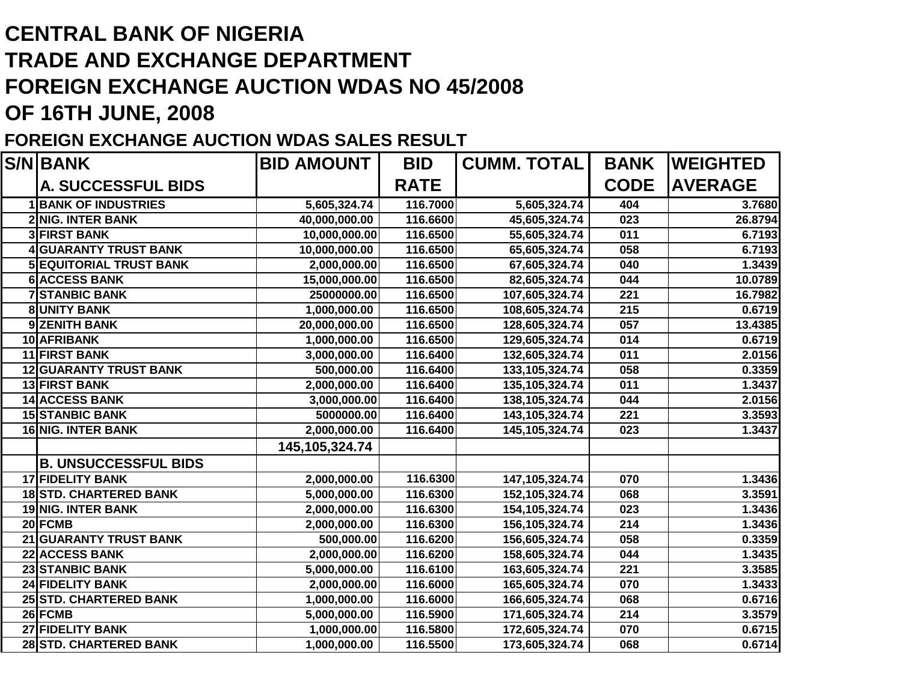# CENTRAL BANK OF NIGERIA
# TRADE AND EXCHANGE DEPARTMENT
# FOREIGN EXCHANGE AUCTION WDAS NO 45/2008
# OF 16TH JUNE, 2008

## FOREIGN EXCHANGE AUCTION WDAS SALES RESULT

| S/N | BANK | BID AMOUNT | BID RATE | CUMM. TOTAL | BANK CODE | WEIGHTED AVERAGE |
|---|---|---|---|---|---|---|
| | **A. SUCCESSFUL BIDS** | | | | | |
| 1 | BANK OF INDUSTRIES | 5,605,324.74 | 116.7000 | 5,605,324.74 | 404 | 3.7680 |
| 2 | NIG. INTER BANK | 40,000,000.00 | 116.6600 | 45,605,324.74 | 023 | 26.8794 |
| 3 | FIRST BANK | 10,000,000.00 | 116.6500 | 55,605,324.74 | 011 | 6.7193 |
| 4 | GUARANTY TRUST BANK | 10,000,000.00 | 116.6500 | 65,605,324.74 | 058 | 6.7193 |
| 5 | EQUITORIAL TRUST BANK | 2,000,000.00 | 116.6500 | 67,605,324.74 | 040 | 1.3439 |
| 6 | ACCESS BANK | 15,000,000.00 | 116.6500 | 82,605,324.74 | 044 | 10.0789 |
| 7 | STANBIC BANK | 25000000.00 | 116.6500 | 107,605,324.74 | 221 | 16.7982 |
| 8 | UNITY BANK | 1,000,000.00 | 116.6500 | 108,605,324.74 | 215 | 0.6719 |
| 9 | ZENITH BANK | 20,000,000.00 | 116.6500 | 128,605,324.74 | 057 | 13.4385 |
| 10 | AFRIBANK | 1,000,000.00 | 116.6500 | 129,605,324.74 | 014 | 0.6719 |
| 11 | FIRST BANK | 3,000,000.00 | 116.6400 | 132,605,324.74 | 011 | 2.0156 |
| 12 | GUARANTY TRUST BANK | 500,000.00 | 116.6400 | 133,105,324.74 | 058 | 0.3359 |
| 13 | FIRST BANK | 2,000,000.00 | 116.6400 | 135,105,324.74 | 011 | 1.3437 |
| 14 | ACCESS BANK | 3,000,000.00 | 116.6400 | 138,105,324.74 | 044 | 2.0156 |
| 15 | STANBIC BANK | 5000000.00 | 116.6400 | 143,105,324.74 | 221 | 3.3593 |
| 16 | NIG. INTER BANK | 2,000,000.00 | 116.6400 | 145,105,324.74 | 023 | 1.3437 |
| | | 145,105,324.74 | | | | |
| | **B. UNSUCCESSFUL BIDS** | | | | | |
| 17 | FIDELITY BANK | 2,000,000.00 | 116.6300 | 147,105,324.74 | 070 | 1.3436 |
| 18 | STD. CHARTERED BANK | 5,000,000.00 | 116.6300 | 152,105,324.74 | 068 | 3.3591 |
| 19 | NIG. INTER BANK | 2,000,000.00 | 116.6300 | 154,105,324.74 | 023 | 1.3436 |
| 20 | FCMB | 2,000,000.00 | 116.6300 | 156,105,324.74 | 214 | 1.3436 |
| 21 | GUARANTY TRUST BANK | 500,000.00 | 116.6200 | 156,605,324.74 | 058 | 0.3359 |
| 22 | ACCESS BANK | 2,000,000.00 | 116.6200 | 158,605,324.74 | 044 | 1.3435 |
| 23 | STANBIC BANK | 5,000,000.00 | 116.6100 | 163,605,324.74 | 221 | 3.3585 |
| 24 | FIDELITY BANK | 2,000,000.00 | 116.6000 | 165,605,324.74 | 070 | 1.3433 |
| 25 | STD. CHARTERED BANK | 1,000,000.00 | 116.6000 | 166,605,324.74 | 068 | 0.6716 |
| 26 | FCMB | 5,000,000.00 | 116.5900 | 171,605,324.74 | 214 | 3.3579 |
| 27 | FIDELITY BANK | 1,000,000.00 | 116.5800 | 172,605,324.74 | 070 | 0.6715 |
| 28 | STD. CHARTERED BANK | 1,000,000.00 | 116.5500 | 173,605,324.74 | 068 | 0.6714 |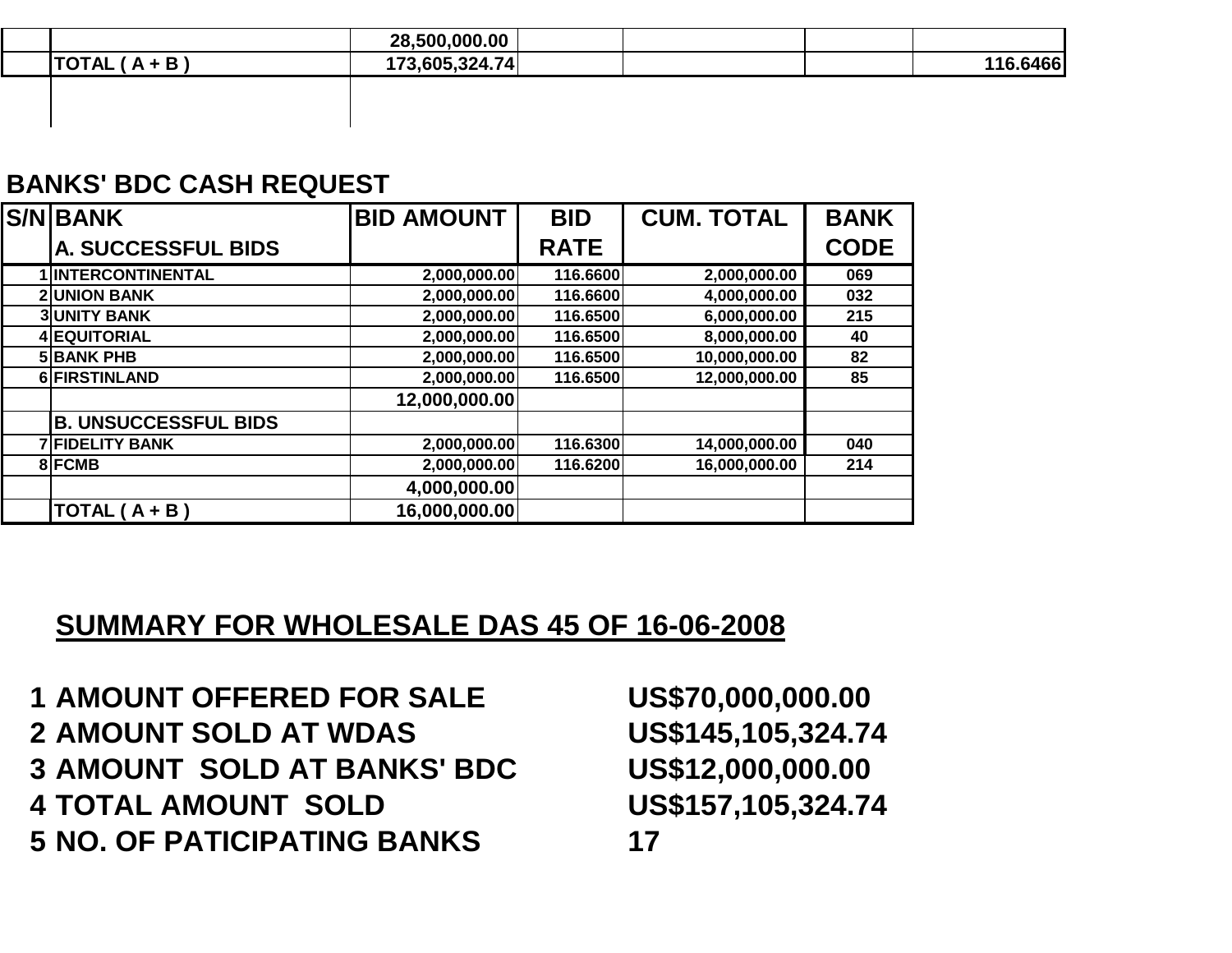| | | | | | | |
|---|---|---|---|---|---|---|
| | | 28,500,000.00 | | | | |
| | TOTAL ( A + B ) | 173,605,324.74 | | | | 116.6466 |

## BANKS' BDC CASH REQUEST

| S/N | BANK | BID AMOUNT | BID RATE | CUM. TOTAL | BANK CODE |
|---|---|---|---|---|---|
| | A. SUCCESSFUL BIDS | | | | |
| 1 | INTERCONTINENTAL | 2,000,000.00 | 116.6600 | 2,000,000.00 | 069 |
| 2 | UNION BANK | 2,000,000.00 | 116.6600 | 4,000,000.00 | 032 |
| 3 | UNITY BANK | 2,000,000.00 | 116.6500 | 6,000,000.00 | 215 |
| 4 | EQUITORIAL | 2,000,000.00 | 116.6500 | 8,000,000.00 | 40 |
| 5 | BANK PHB | 2,000,000.00 | 116.6500 | 10,000,000.00 | 82 |
| 6 | FIRSTINLAND | 2,000,000.00 | 116.6500 | 12,000,000.00 | 85 |
| | | 12,000,000.00 | | | |
| | B. UNSUCCESSFUL BIDS | | | | |
| 7 | FIDELITY BANK | 2,000,000.00 | 116.6300 | 14,000,000.00 | 040 |
| 8 | FCMB | 2,000,000.00 | 116.6200 | 16,000,000.00 | 214 |
| | | 4,000,000.00 | | | |
| | TOTAL ( A + B ) | 16,000,000.00 | | | |

## SUMMARY FOR WHOLESALE DAS 45 OF 16-06-2008

| | | |
|---|---|---|
| 1 | AMOUNT OFFERED FOR SALE | US$70,000,000.00 |
| 2 | AMOUNT SOLD AT WDAS | US$145,105,324.74 |
| 3 | AMOUNT SOLD AT BANKS' BDC | US$12,000,000.00 |
| 4 | TOTAL AMOUNT SOLD | US$157,105,324.74 |
| 5 | NO. OF PATICIPATING BANKS | 17 |